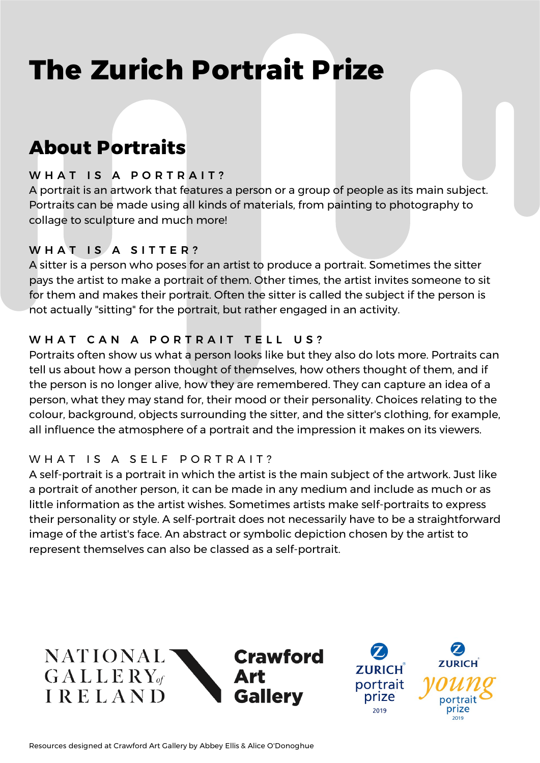# The Zurich Portrait Prize

## About Portraits

### WHAT IS A PORTRAIT?

A portrait is an artwork that features a person or a group of people as its main subject. Portraits can be made using all kinds of materials, from painting to photography to collage to sculpture and much more!

### WHAT IS A SITTER?

A sitter is a person who poses for an artist to produce a portrait. Sometimes the sitter pays the artist to make a portrait of them. Other times, the artist invites someone to sit for them and makes their portrait. Often the sitter is called the subject if the person is not actually "sitting" for the portrait, but rather engaged in an activity.

### WHAT CAN A PORTRAIT TELL US?

Portraits often show us what a person looks like but they also do lots more. Portraits can tell us about how a person thought of themselves, how others thought of them, and if the person is no longer alive, how they are remembered. They can capture an idea of a person, what they may stand for, their mood or their personality. Choices relating to the colour, background, objects surrounding the sitter, and the sitter's clothing, for example, all influence the atmosphere of a portrait and the impression it makes on its viewers.

### WHAT IS A SELF PORTRAIT?

A self-portrait is a portrait in which the artist is the main subject of the artwork. Just like a portrait of another person, it can be made in any medium and include as much or as little information as the artist wishes. Sometimes artists make self-portraits to express their personality or style. A self-portrait does not necessarily have to be a straightforward image of the artist's face. An abstract or symbolic depiction chosen by the artist to represent themselves can also be classed as a self-portrait.

NATIONAL GALLERY of IRELAND

Crawford Art Gallery

ZURICH portrait prize 2019

ZURICH young portrait prize 2019

Resources designed at Crawford Art Gallery by Abbey Ellis & Alice O'Donoghue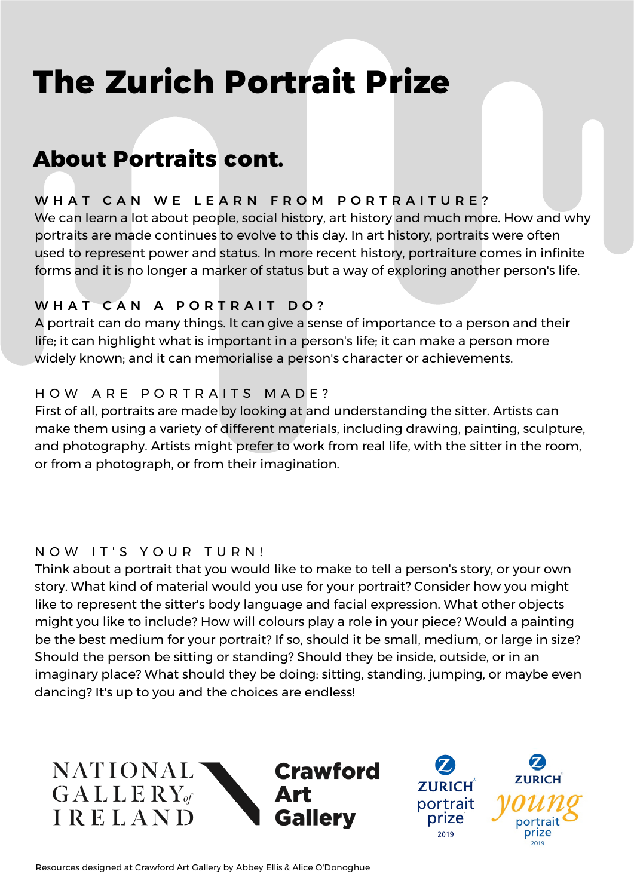# The Zurich Portrait Prize

## About Portraits cont.

### WHAT CAN WE LEARN FROM PORTRAITURE?

We can learn a lot about people, social history, art history and much more. How and why portraits are made continues to evolve to this day. In art history, portraits were often used to represent power and status. In more recent history, portraiture comes in infinite forms and it is no longer a marker of status but a way of exploring another person's life.

### WHAT CAN A PORTRAIT DO?

A portrait can do many things. It can give a sense of importance to a person and their life; it can highlight what is important in a person's life; it can make a person more widely known; and it can memorialise a person's character or achievements.

### HOW ARE PORTRAITS MADE?

First of all, portraits are made by looking at and understanding the sitter. Artists can make them using a variety of different materials, including drawing, painting, sculpture, and photography. Artists might prefer to work from real life, with the sitter in the room, or from a photograph, or from their imagination.

### NOW IT'S YOUR TURN!

Think about a portrait that you would like to make to tell a person's story, or your own story. What kind of material would you use for your portrait? Consider how you might like to represent the sitter's body language and facial expression. What other objects might you like to include? How will colours play a role in your piece? Would a painting be the best medium for your portrait? If so, should it be small, medium, or large in size? Should the person be sitting or standing? Should they be inside, outside, or in an imaginary place? What should they be doing: sitting, standing, jumping, or maybe even dancing? It's up to you and the choices are endless!

NATIONAL GALLERY of IRELAND

Crawford Art Gallery

ZURICH portrait prize 2019

ZURICH young portrait prize 2019

Resources designed at Crawford Art Gallery by Abbey Ellis & Alice O'Donoghue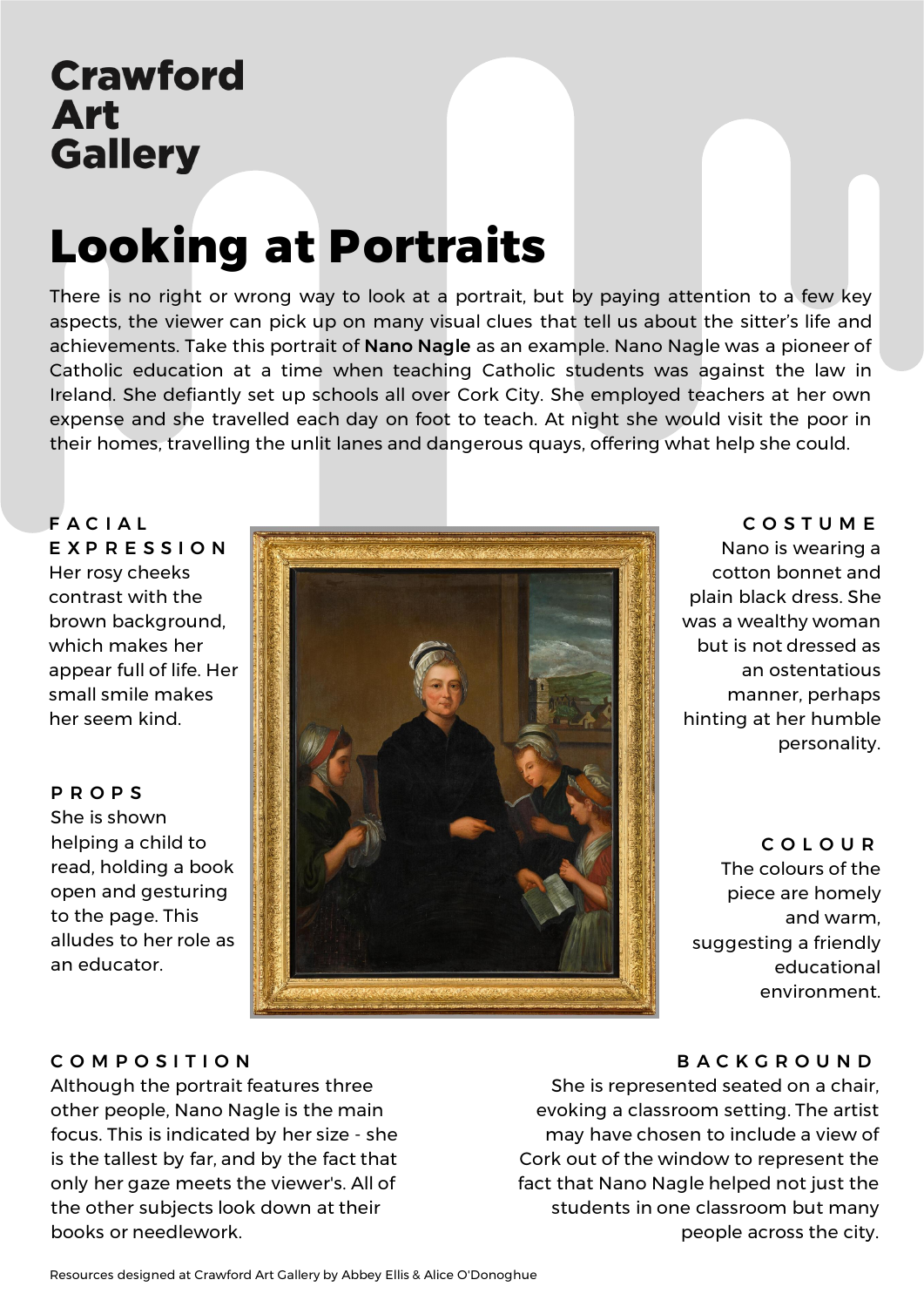# Crawford Art Gallery

## Looking at Portraits

There is no right or wrong way to look at a portrait, but by paying attention to a few key aspects, the viewer can pick up on many visual clues that tell us about the sitter's life and achievements. Take this portrait of **Nano Nagle** as an example. Nano Nagle was a pioneer of Catholic education at a time when teaching Catholic students was against the law in Ireland. She defiantly set up schools all over Cork City. She employed teachers at her own expense and she travelled each day on foot to teach. At night she would visit the poor in their homes, travelling the unlit lanes and dangerous quays, offering what help she could.

### FACIAL EXPRESSION

Her rosy cheeks contrast with the brown background, which makes her appear full of life. Her small smile makes her seem kind.

### PROPS

She is shown helping a child to read, holding a book open and gesturing to the page. This alludes to her role as an educator.

### COSTUME

Nano is wearing a cotton bonnet and plain black dress. She was a wealthy woman but is not dressed as an ostentatious manner, perhaps hinting at her humble personality.

### COLOUR

The colours of the piece are homely and warm, suggesting a friendly educational environment.

### COMPOSITION

Although the portrait features three other people, Nano Nagle is the main focus. This is indicated by her size - she is the tallest by far, and by the fact that only her gaze meets the viewer's. All of the other subjects look down at their books or needlework.

### BACKGROUND

She is represented seated on a chair, evoking a classroom setting. The artist may have chosen to include a view of Cork out of the window to represent the fact that Nano Nagle helped not just the students in one classroom but many people across the city.

Resources designed at Crawford Art Gallery by Abbey Ellis & Alice O'Donoghue